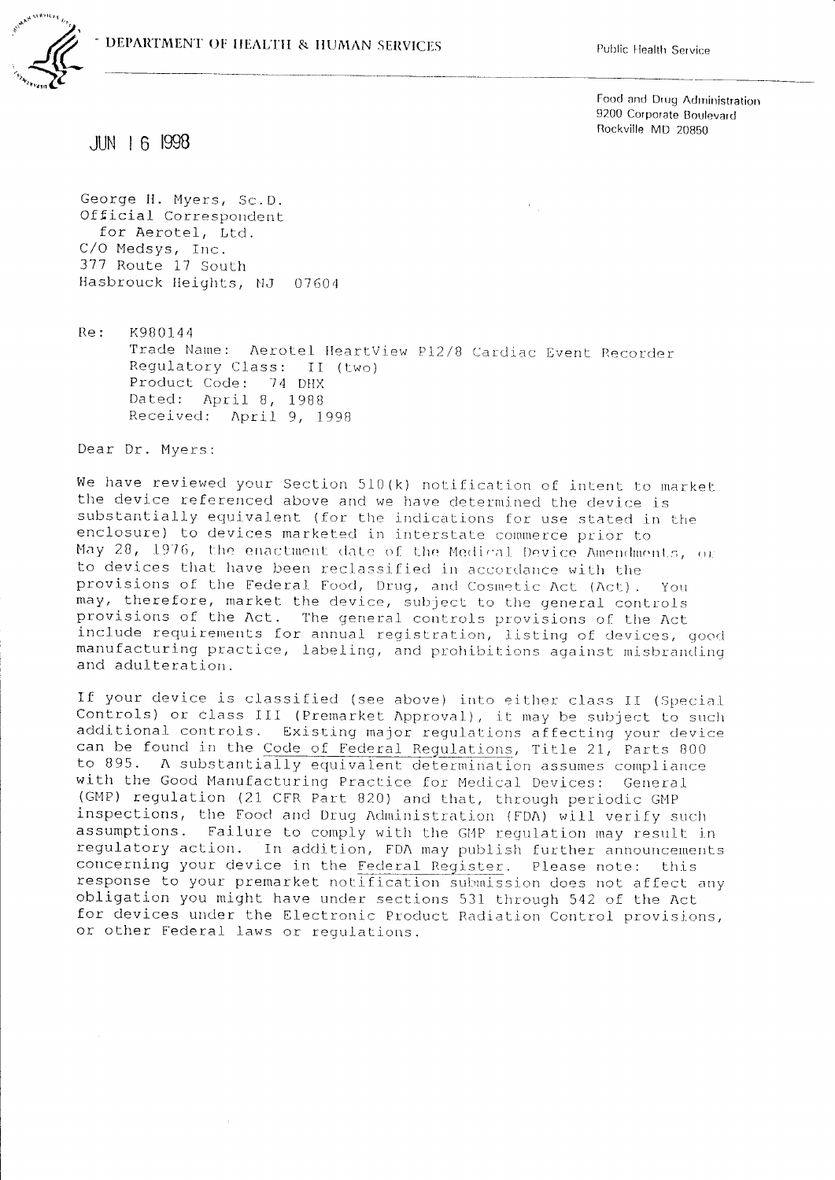DEPARTMENT OF HEALTH & HUMAN SERVICES

Public Health Service

Food and Drug Administration
9200 Corporate Boulevard
Rockville MD 20850

JUN 16 1998

George H. Myers, Sc.D.
Official Correspondent
for Aerotel, Ltd.
C/O Medsys, Inc.
377 Route 17 South
Hasbrouck Heights, NJ 07604

Re: K980144
Trade Name: Aerotel HeartView P12/8 Cardiac Event Recorder
Regulatory Class: II (two)
Product Code: 74 DHX
Dated: April 8, 1988
Received: April 9, 1998

Dear Dr. Myers:

We have reviewed your Section 510(k) notification of intent to market the device referenced above and we have determined the device is substantially equivalent (for the indications for use stated in the enclosure) to devices marketed in interstate commerce prior to May 28, 1976, the enactment date of the Medical Device Amendments, or to devices that have been reclassified in accordance with the provisions of the Federal Food, Drug, and Cosmetic Act (Act). You may, therefore, market the device, subject to the general controls provisions of the Act. The general controls provisions of the Act include requirements for annual registration, listing of devices, good manufacturing practice, labeling, and prohibitions against misbranding and adulteration.

If your device is classified (see above) into either class II (Special Controls) or class III (Premarket Approval), it may be subject to such additional controls. Existing major regulations affecting your device can be found in the Code of Federal Regulations, Title 21, Parts 800 to 895. A substantially equivalent determination assumes compliance with the Good Manufacturing Practice for Medical Devices: General (GMP) regulation (21 CFR Part 820) and that, through periodic GMP inspections, the Food and Drug Administration (FDA) will verify such assumptions. Failure to comply with the GMP regulation may result in regulatory action. In addition, FDA may publish further announcements concerning your device in the Federal Register. Please note: this response to your premarket notification submission does not affect any obligation you might have under sections 531 through 542 of the Act for devices under the Electronic Product Radiation Control provisions, or other Federal laws or regulations.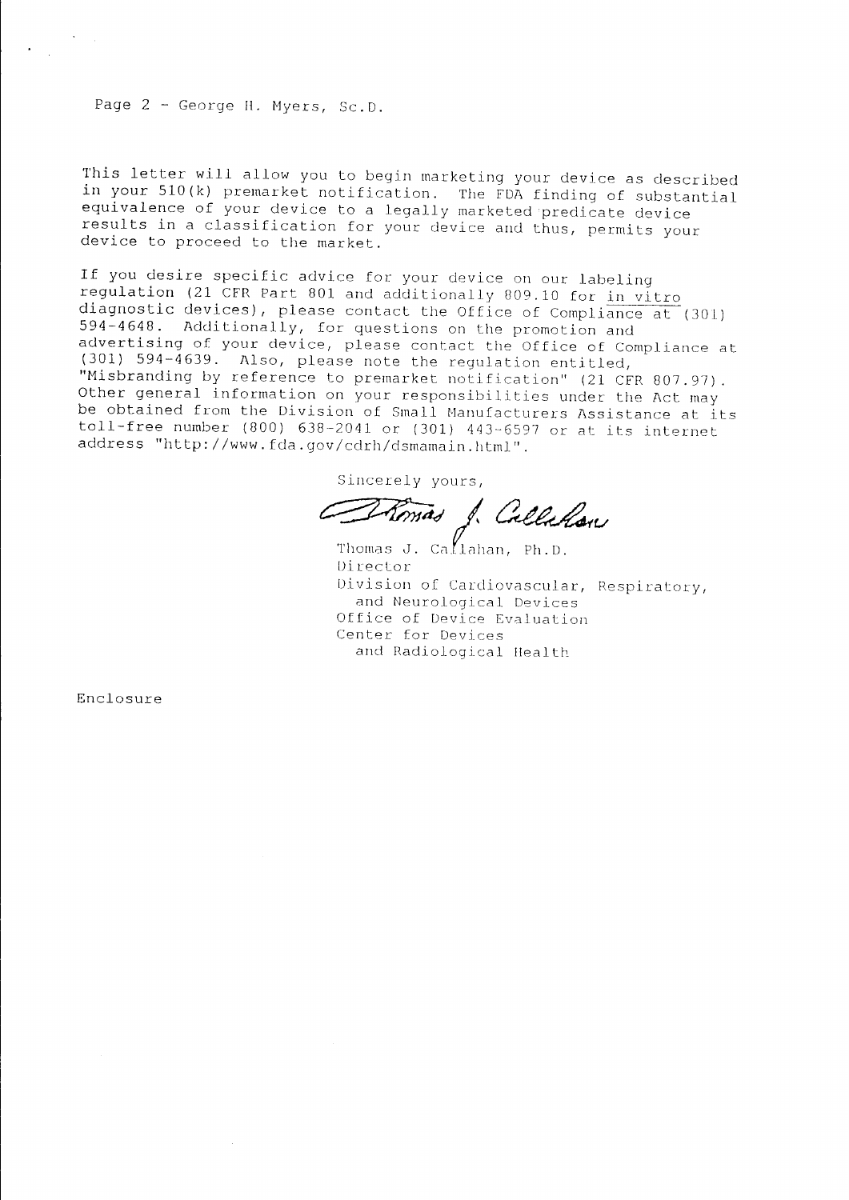Page 2 - George H. Myers, Sc.D.

This letter will allow you to begin marketing your device as described in your 510(k) premarket notification. The FDA finding of substantial equivalence of your device to a legally marketed predicate device results in a classification for your device and thus, permits your device to proceed to the market.

If you desire specific advice for your device on our labeling regulation (21 CFR Part 801 and additionally 809.10 for in vitro diagnostic devices), please contact the Office of Compliance at (301) 594-4648. Additionally, for questions on the promotion and advertising of your device, please contact the Office of Compliance at (301) 594-4639. Also, please note the regulation entitled, "Misbranding by reference to premarket notification" (21 CFR 807.97). Other general information on your responsibilities under the Act may be obtained from the Division of Small Manufacturers Assistance at its toll-free number (800) 638-2041 or (301) 443-6597 or at its internet address "http://www.fda.gov/cdrh/dsmamain.html".

Sincerely yours,

Thomas J. Callahan

Thomas J. Callahan, Ph.D.
Director
Division of Cardiovascular, Respiratory, and Neurological Devices
Office of Device Evaluation
Center for Devices and Radiological Health

Enclosure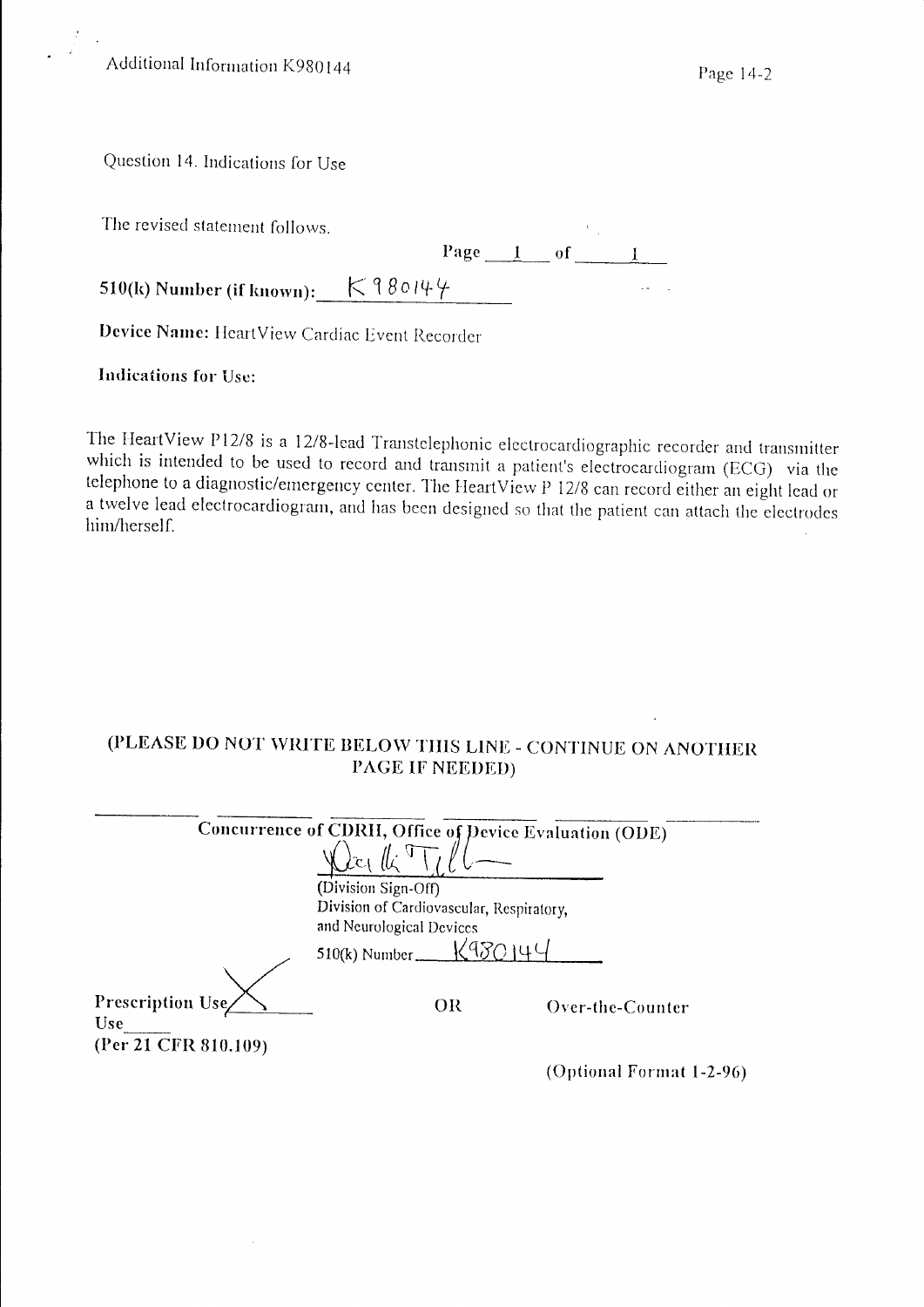Additional Information K980144

Question 14. Indications for Use

The revised statement follows.

Page 1 of 1

**510(k) Number (if known):** K980144

**Device Name:** HeartView Cardiac Event Recorder

**Indications for Use:**

The HeartView P12/8 is a 12/8-lead Transtelephonic electrocardiographic recorder and transmitter which is intended to be used to record and transmit a patient's electrocardiogram (ECG) via the telephone to a diagnostic/emergency center. The HeartView P 12/8 can record either an eight lead or a twelve lead electrocardiogram, and has been designed so that the patient can attach the electrodes him/herself.

**(PLEASE DO NOT WRITE BELOW THIS LINE - CONTINUE ON ANOTHER PAGE IF NEEDED)**

**Concurrence of CDRH, Office of Device Evaluation (ODE)**

(Division Sign-Off)
Division of Cardiovascular, Respiratory, and Neurological Devices
510(k) Number K980144

**Prescription Use** X **OR** Over-the-Counter Use ____
**(Per 21 CFR 810.109)**

(Optional Format 1-2-96)